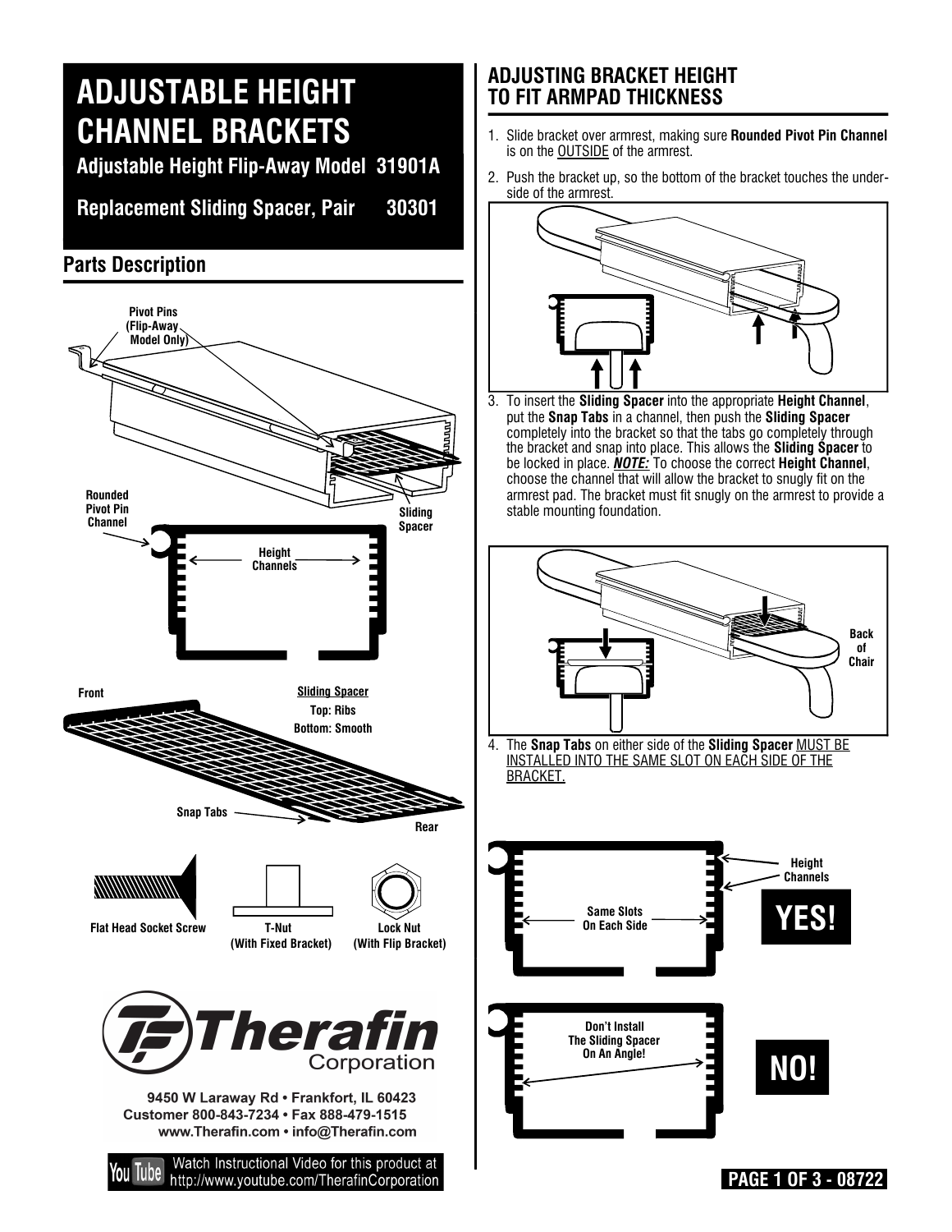# ADJUSTABLE HEIGHT CHANNEL BRACKETS

**Adjustable Height Flip-Away Model 31901A**

**Replacement Sliding Spacer, Pair 30301**

## Parts Description

Pivot Pins (Flip-Away Model Only)

Rounded Pivot Pin Channel

Sliding Spacer

Height Channels

Front

Sliding Spacer
Top: Ribs
Bottom: Smooth

Snap Tabs

Rear

Flat Head Socket Screw

T-Nut (With Fixed Bracket)

Lock Nut (With Flip Bracket)

**Therafin Corporation**

9450 W Laraway Rd • Frankfort, IL 60423
Customer 800-843-7234 • Fax 888-479-1515
www.Therafin.com • info@Therafin.com

Watch Instructional Video for this product at http://www.youtube.com/TherafinCorporation

## ADJUSTING BRACKET HEIGHT TO FIT ARMPAD THICKNESS

1. Slide bracket over armrest, making sure **Rounded Pivot Pin Channel** is on the OUTSIDE of the armrest.
2. Push the bracket up, so the bottom of the bracket touches the underside of the armrest.
3. To insert the **Sliding Spacer** into the appropriate **Height Channel**, put the **Snap Tabs** in a channel, then push the **Sliding Spacer** completely into the bracket so that the tabs go completely through the bracket and snap into place. This allows the **Sliding Spacer** to be locked in place. ***NOTE:*** To choose the correct **Height Channel**, choose the channel that will allow the bracket to snugly fit on the armrest pad. The bracket must fit snugly on the armrest to provide a stable mounting foundation.

Back of Chair

4. The **Snap Tabs** on either side of the **Sliding Spacer** MUST BE INSTALLED INTO THE SAME SLOT ON EACH SIDE OF THE BRACKET.

Height Channels

Same Slots On Each Side

**YES!**

Don't Install The Sliding Spacer On An Angle!

**NO!**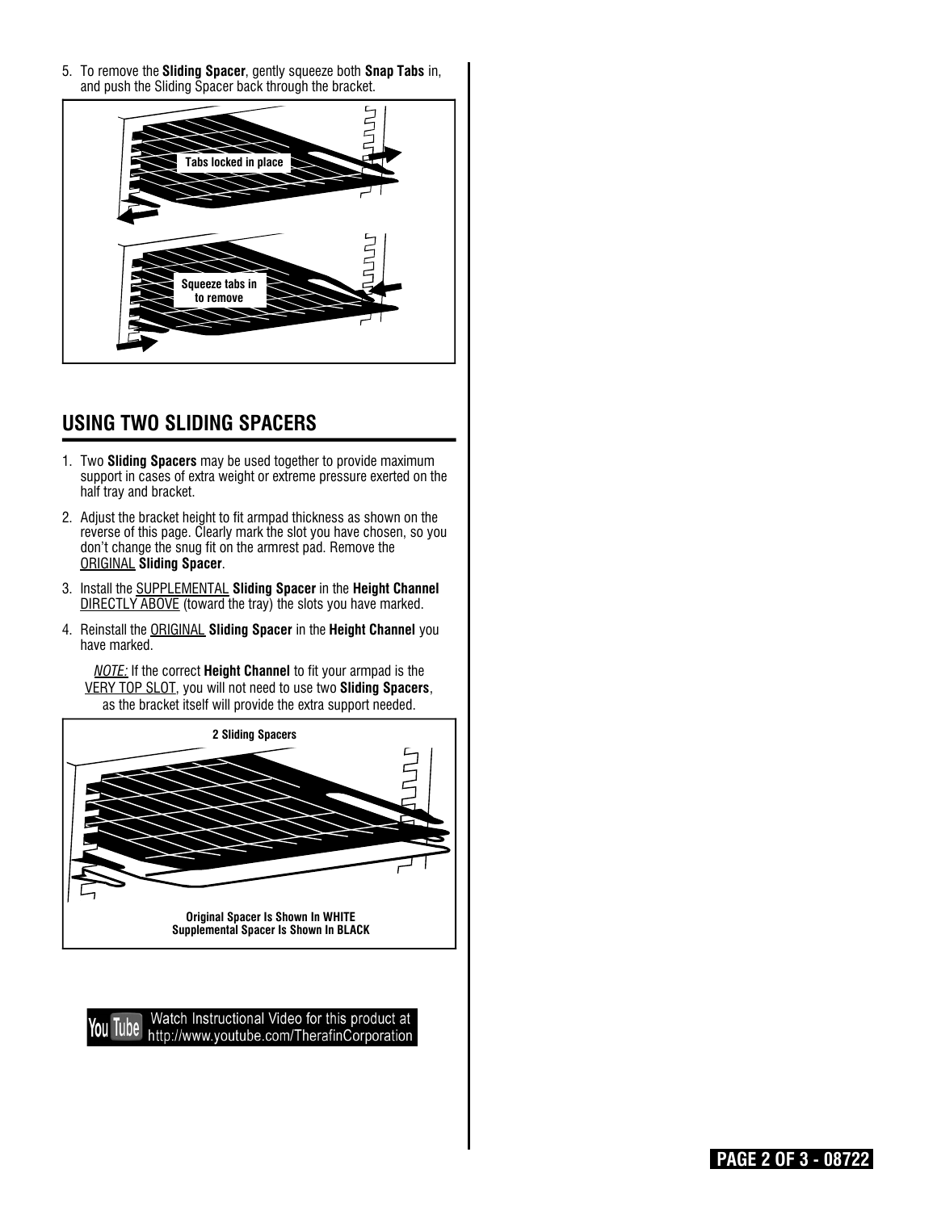5. To remove the **Sliding Spacer**, gently squeeze both **Snap Tabs** in, and push the Sliding Spacer back through the bracket.

Tabs locked in place

Squeeze tabs in to remove

## USING TWO SLIDING SPACERS

1. Two **Sliding Spacers** may be used together to provide maximum support in cases of extra weight or extreme pressure exerted on the half tray and bracket.
2. Adjust the bracket height to fit armpad thickness as shown on the reverse of this page. Clearly mark the slot you have chosen, so you don't change the snug fit on the armrest pad. Remove the ORIGINAL **Sliding Spacer**.
3. Install the SUPPLEMENTAL **Sliding Spacer** in the **Height Channel** DIRECTLY ABOVE (toward the tray) the slots you have marked.
4. Reinstall the ORIGINAL **Sliding Spacer** in the **Height Channel** you have marked.

*NOTE:* If the correct **Height Channel** to fit your armpad is the VERY TOP SLOT, you will not need to use two **Sliding Spacers**, as the bracket itself will provide the extra support needed.

**2 Sliding Spacers**

**Original Spacer Is Shown In WHITE**
**Supplemental Spacer Is Shown In BLACK**

You Tube Watch Instructional Video for this product at http://www.youtube.com/TherafinCorporation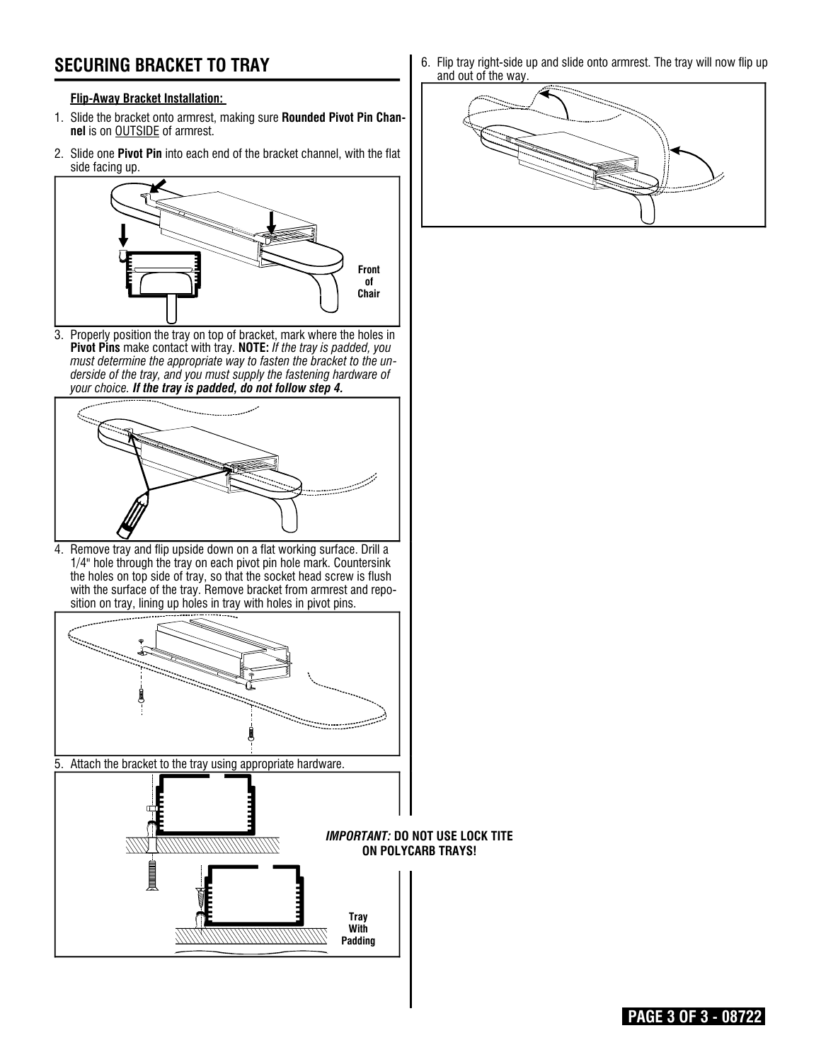## SECURING BRACKET TO TRAY

**Flip-Away Bracket Installation:**

1. Slide the bracket onto armrest, making sure **Rounded Pivot Pin Channel** is on OUTSIDE of armrest.
2. Slide one **Pivot Pin** into each end of the bracket channel, with the flat side facing up.

Front of Chair

3. Properly position the tray on top of bracket, mark where the holes in **Pivot Pins** make contact with tray. **NOTE:** *If the tray is padded, you must determine the appropriate way to fasten the bracket to the underside of the tray, and you must supply the fastening hardware of your choice.* ***If the tray is padded, do not follow step 4.***
4. Remove tray and flip upside down on a flat working surface. Drill a 1/4" hole through the tray on each pivot pin hole mark. Countersink the holes on top side of tray, so that the socket head screw is flush with the surface of the tray. Remove bracket from armrest and reposition on tray, lining up holes in tray with holes in pivot pins.
5. Attach the bracket to the tray using appropriate hardware.

Tray With Padding

***IMPORTANT:*** **DO NOT USE LOCK TITE ON POLYCARB TRAYS!**

6. Flip tray right-side up and slide onto armrest. The tray will now flip up and out of the way.